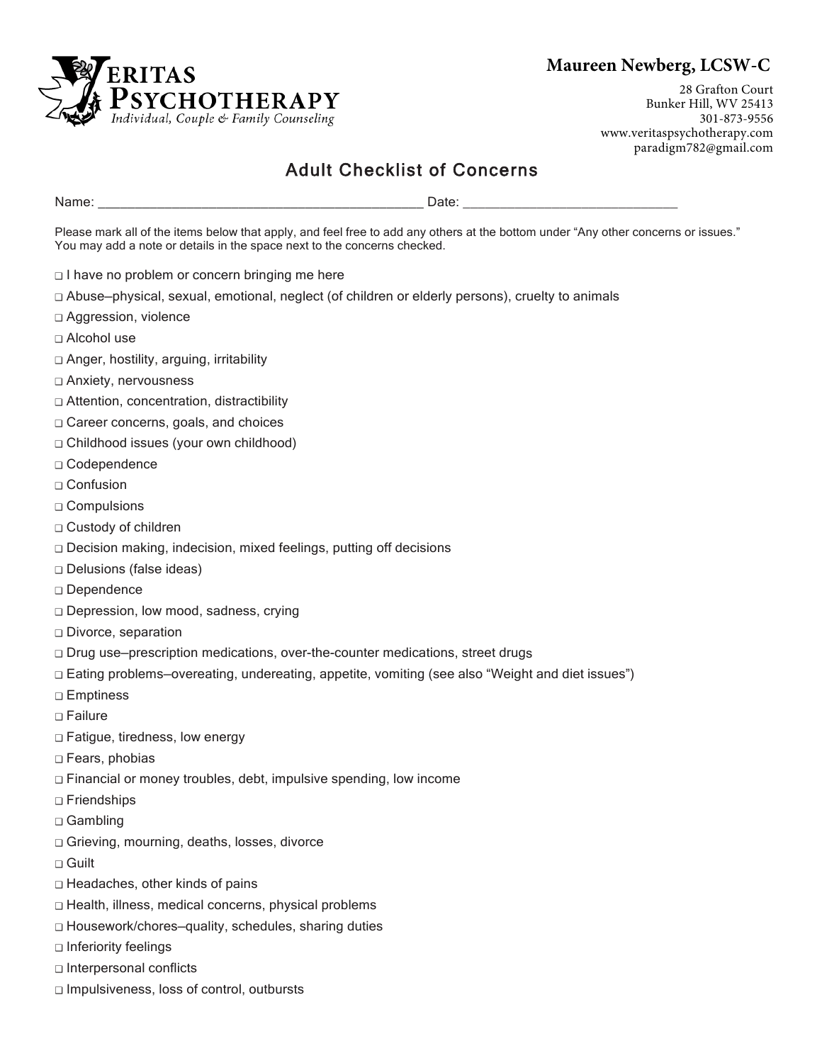VERITAS PSYCHOTHERAPY
*Individual, Couple & Family Counseling*

**Maureen Newberg, LCSW-C**

28 Grafton Court
Bunker Hill, WV 25413
301-873-9556
www.veritaspsychotherapy.com
paradigm782@gmail.com

# Adult Checklist of Concerns

Name: ____________________________________________ Date: ______________________________

Please mark all of the items below that apply, and feel free to add any others at the bottom under “Any other concerns or issues.” You may add a note or details in the space next to the concerns checked.

- ☐ I have no problem or concern bringing me here
- ☐ Abuse—physical, sexual, emotional, neglect (of children or elderly persons), cruelty to animals
- ☐ Aggression, violence
- ☐ Alcohol use
- ☐ Anger, hostility, arguing, irritability
- ☐ Anxiety, nervousness
- ☐ Attention, concentration, distractibility
- ☐ Career concerns, goals, and choices
- ☐ Childhood issues (your own childhood)
- ☐ Codependence
- ☐ Confusion
- ☐ Compulsions
- ☐ Custody of children
- ☐ Decision making, indecision, mixed feelings, putting off decisions
- ☐ Delusions (false ideas)
- ☐ Dependence
- ☐ Depression, low mood, sadness, crying
- ☐ Divorce, separation
- ☐ Drug use—prescription medications, over-the-counter medications, street drugs
- ☐ Eating problems—overeating, undereating, appetite, vomiting (see also “Weight and diet issues”)
- ☐ Emptiness
- ☐ Failure
- ☐ Fatigue, tiredness, low energy
- ☐ Fears, phobias
- ☐ Financial or money troubles, debt, impulsive spending, low income
- ☐ Friendships
- ☐ Gambling
- ☐ Grieving, mourning, deaths, losses, divorce
- ☐ Guilt
- ☐ Headaches, other kinds of pains
- ☐ Health, illness, medical concerns, physical problems
- ☐ Housework/chores—quality, schedules, sharing duties
- ☐ Inferiority feelings
- ☐ Interpersonal conflicts
- ☐ Impulsiveness, loss of control, outbursts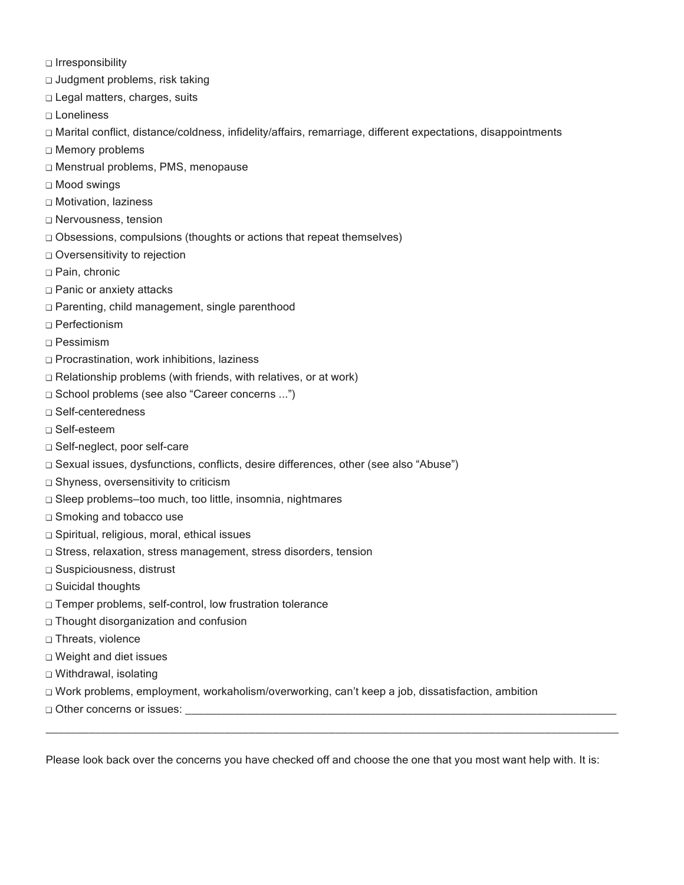- ❑ Irresponsibility
- ❑ Judgment problems, risk taking
- ❑ Legal matters, charges, suits
- ❑ Loneliness
- ❑ Marital conflict, distance/coldness, infidelity/affairs, remarriage, different expectations, disappointments
- ❑ Memory problems
- ❑ Menstrual problems, PMS, menopause
- ❑ Mood swings
- ❑ Motivation, laziness
- ❑ Nervousness, tension
- ❑ Obsessions, compulsions (thoughts or actions that repeat themselves)
- ❑ Oversensitivity to rejection
- ❑ Pain, chronic
- ❑ Panic or anxiety attacks
- ❑ Parenting, child management, single parenthood
- ❑ Perfectionism
- ❑ Pessimism
- ❑ Procrastination, work inhibitions, laziness
- ❑ Relationship problems (with friends, with relatives, or at work)
- ❑ School problems (see also "Career concerns ...")
- ❑ Self-centeredness
- ❑ Self-esteem
- ❑ Self-neglect, poor self-care
- ❑ Sexual issues, dysfunctions, conflicts, desire differences, other (see also "Abuse")
- ❑ Shyness, oversensitivity to criticism
- ❑ Sleep problems—too much, too little, insomnia, nightmares
- ❑ Smoking and tobacco use
- ❑ Spiritual, religious, moral, ethical issues
- ❑ Stress, relaxation, stress management, stress disorders, tension
- ❑ Suspiciousness, distrust
- ❑ Suicidal thoughts
- ❑ Temper problems, self-control, low frustration tolerance
- ❑ Thought disorganization and confusion
- ❑ Threats, violence
- ❑ Weight and diet issues
- ❑ Withdrawal, isolating
- ❑ Work problems, employment, workaholism/overworking, can't keep a job, dissatisfaction, ambition
- ❑ Other concerns or issues: ______________________________________________________________

______________________________________________________________________________________

Please look back over the concerns you have checked off and choose the one that you most want help with. It is: